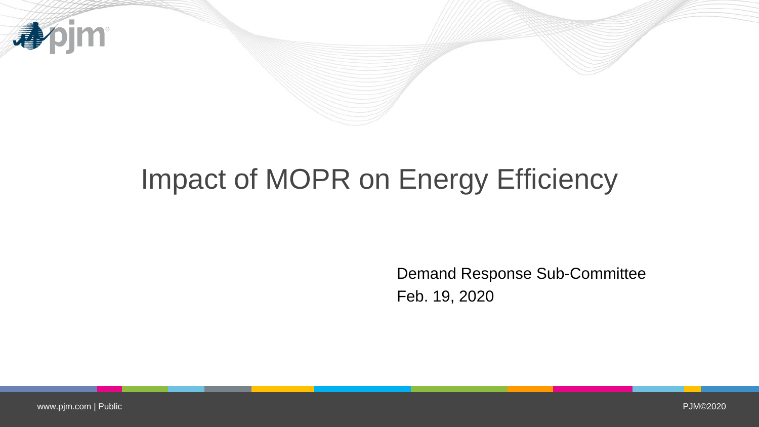# Impact of MOPR on Energy Efficiency

Demand Response Sub-Committee

Feb. 19, 2020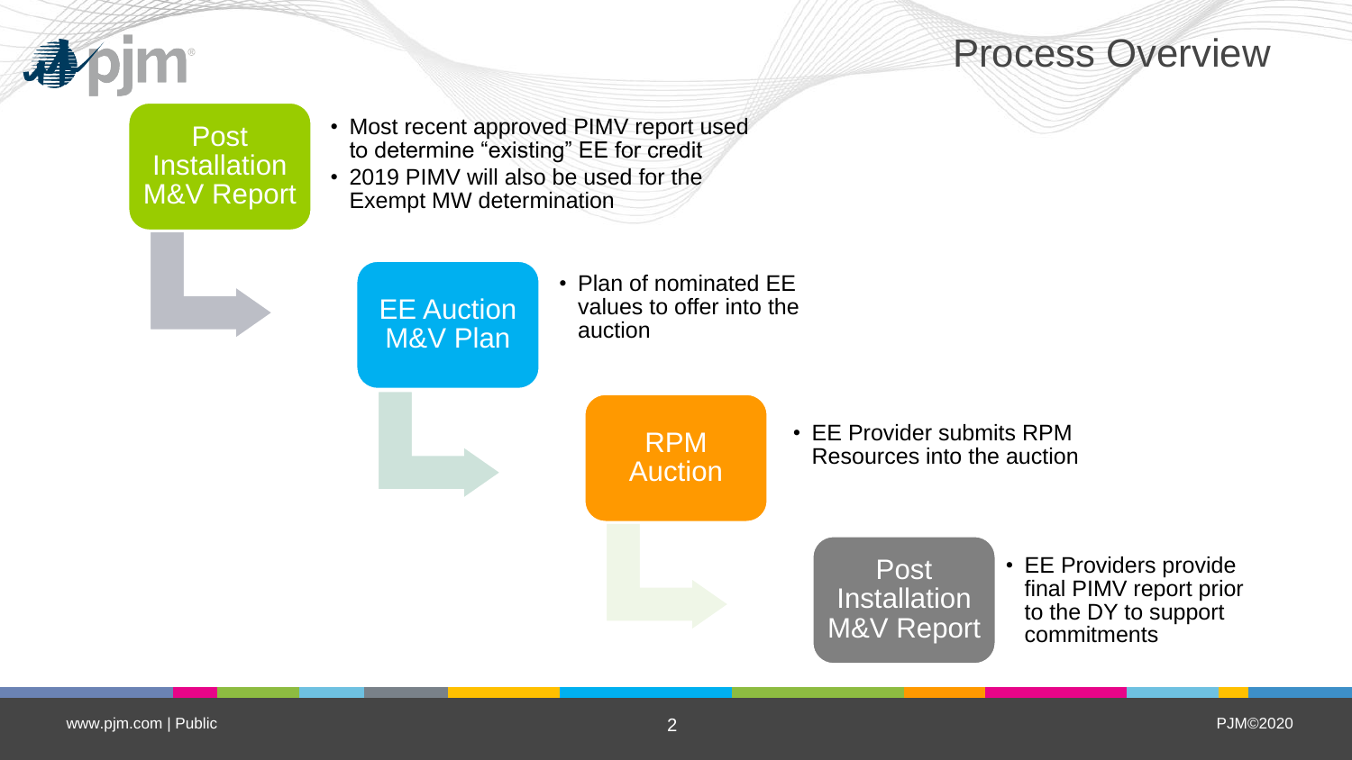# Process Overview

## Post Installation M&V Report

- Most recent approved PIMV report used to determine "existing" EE for credit
- 2019 PIMV will also be used for the Exempt MW determination

## EE Auction M&V Plan

- Plan of nominated EE values to offer into the auction

## RPM Auction

- EE Provider submits RPM Resources into the auction

## Post Installation M&V Report

- EE Providers provide final PIMV report prior to the DY to support commitments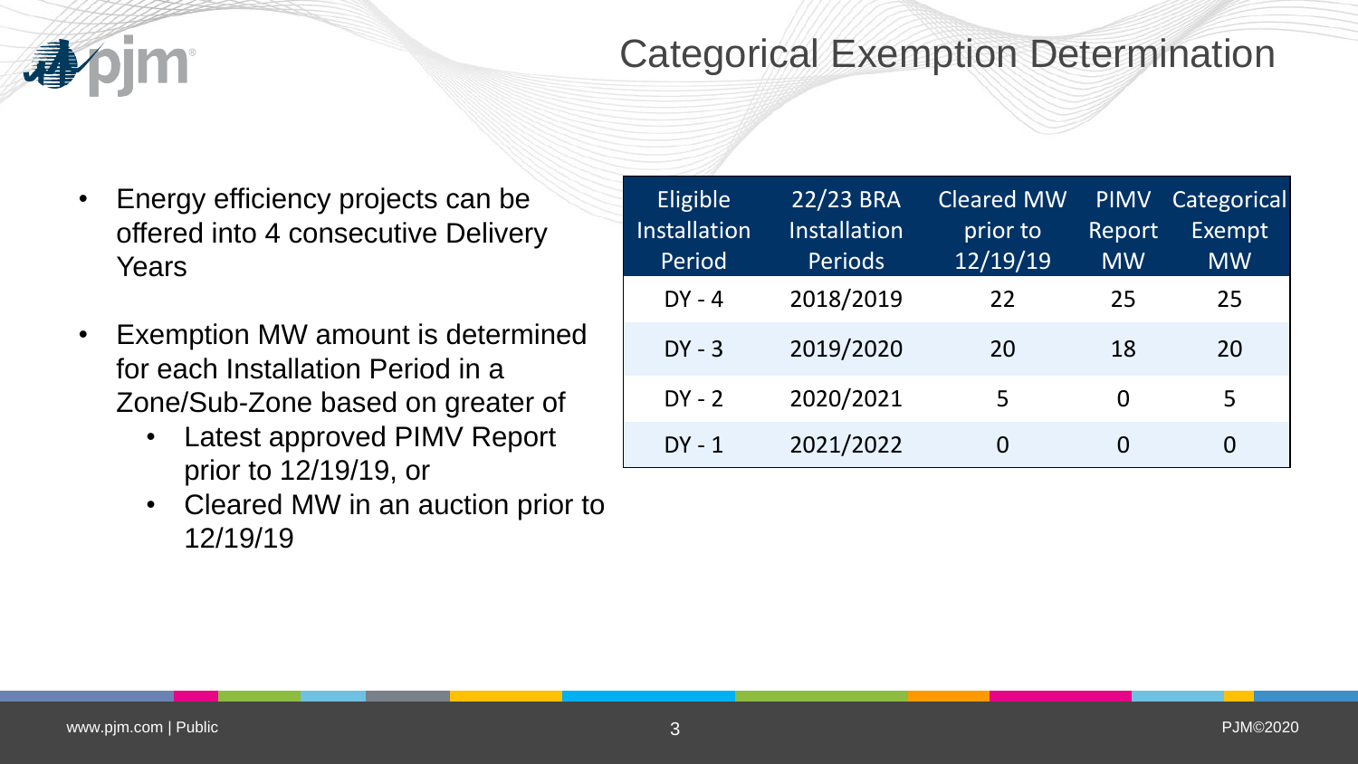# Categorical Exemption Determination

- Energy efficiency projects can be offered into 4 consecutive Delivery Years
- Exemption MW amount is determined for each Installation Period in a Zone/Sub-Zone based on greater of
  - Latest approved PIMV Report prior to 12/19/19, or
  - Cleared MW in an auction prior to 12/19/19

| Eligible Installation Period | 22/23 BRA Installation Periods | Cleared MW prior to 12/19/19 | PIMV Report MW | Categorical Exempt MW |
|---|---|---|---|---|
| DY - 4 | 2018/2019 | 22 | 25 | 25 |
| DY - 3 | 2019/2020 | 20 | 18 | 20 |
| DY - 2 | 2020/2021 | 5 | 0 | 5 |
| DY - 1 | 2021/2022 | 0 | 0 | 0 |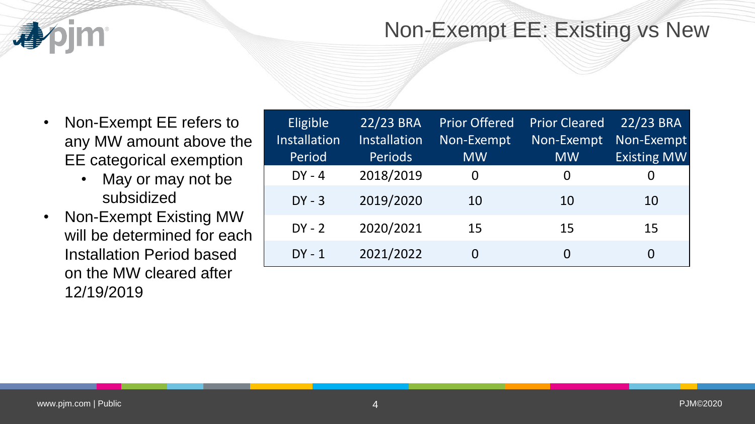# Non-Exempt EE: Existing vs New

- Non-Exempt EE refers to any MW amount above the EE categorical exemption
  - May or may not be subsidized
- Non-Exempt Existing MW will be determined for each Installation Period based on the MW cleared after 12/19/2019

| Eligible Installation Period | 22/23 BRA Installation Periods | Prior Offered Non-Exempt MW | Prior Cleared Non-Exempt MW | 22/23 BRA Non-Exempt Existing MW |
|---|---|---|---|---|
| DY - 4 | 2018/2019 | 0 | 0 | 0 |
| DY - 3 | 2019/2020 | 10 | 10 | 10 |
| DY - 2 | 2020/2021 | 15 | 15 | 15 |
| DY - 1 | 2021/2022 | 0 | 0 | 0 |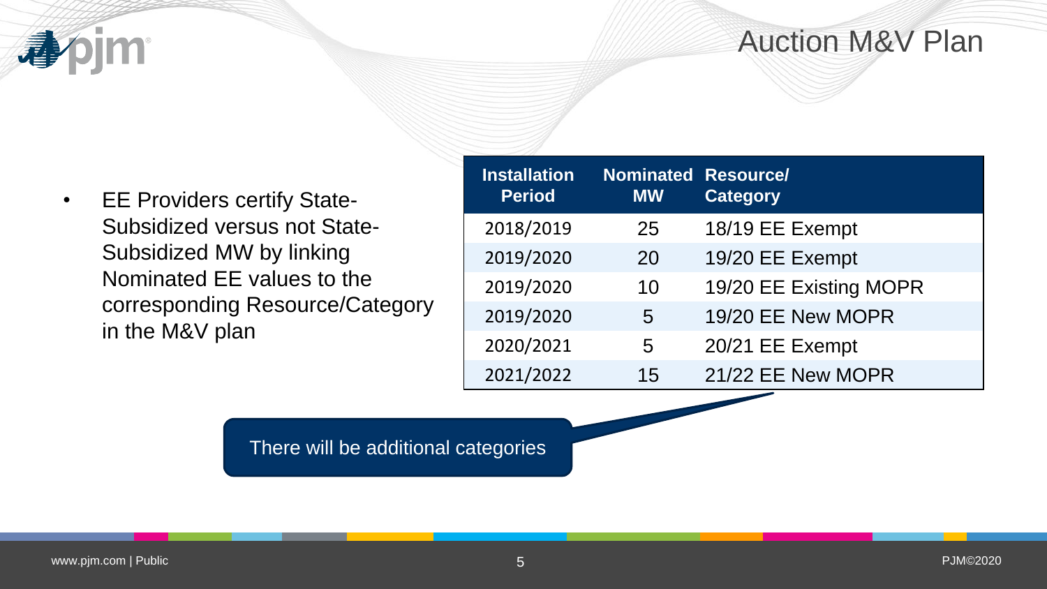# Auction M&V Plan

- EE Providers certify State-Subsidized versus not State-Subsidized MW by linking Nominated EE values to the corresponding Resource/Category in the M&V plan

| Installation Period | Nominated MW | Resource/ Category |
|---|---|---|
| 2018/2019 | 25 | 18/19 EE Exempt |
| 2019/2020 | 20 | 19/20 EE Exempt |
| 2019/2020 | 10 | 19/20 EE Existing MOPR |
| 2019/2020 | 5 | 19/20 EE New MOPR |
| 2020/2021 | 5 | 20/21 EE Exempt |
| 2021/2022 | 15 | 21/22 EE New MOPR |

There will be additional categories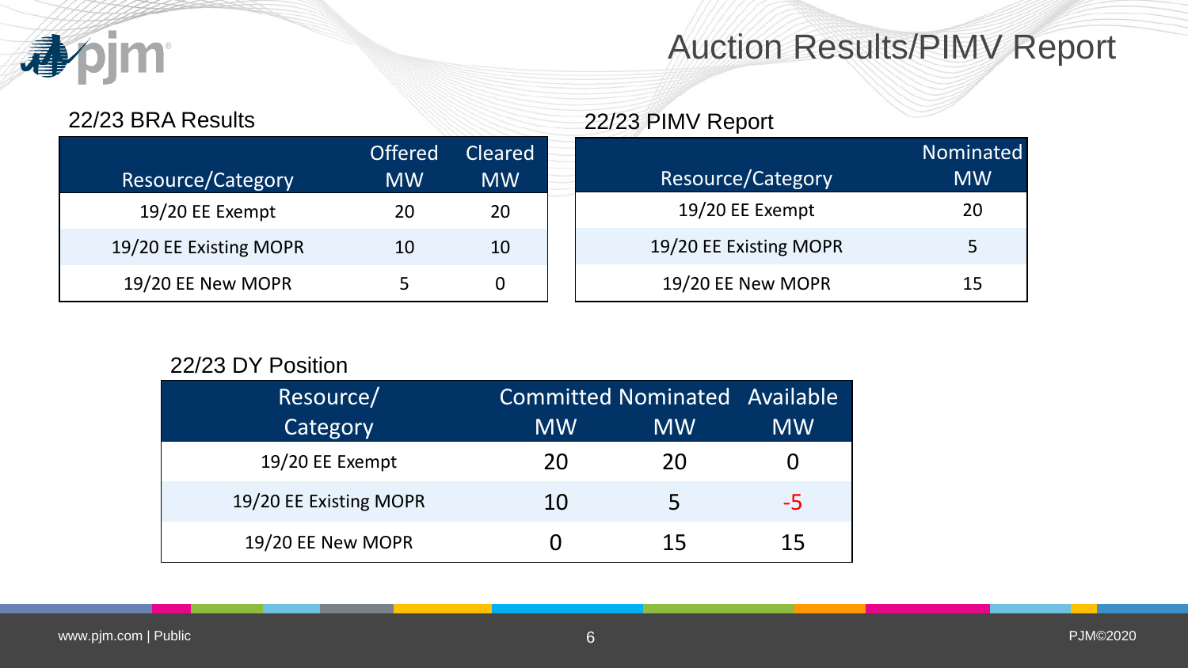# Auction Results/PIMV Report

## 22/23 BRA Results

| Resource/Category | Offered MW | Cleared MW |
| --- | --- | --- |
| 19/20 EE Exempt | 20 | 20 |
| 19/20 EE Existing MOPR | 10 | 10 |
| 19/20 EE New MOPR | 5 | 0 |

## 22/23 PIMV Report

| Resource/Category | Nominated MW |
| --- | --- |
| 19/20 EE Exempt | 20 |
| 19/20 EE Existing MOPR | 5 |
| 19/20 EE New MOPR | 15 |

## 22/23 DY Position

| Resource/ Category | Committed MW | Nominated MW | Available MW |
| --- | --- | --- | --- |
| 19/20 EE Exempt | 20 | 20 | 0 |
| 19/20 EE Existing MOPR | 10 | 5 | -5 |
| 19/20 EE New MOPR | 0 | 15 | 15 |